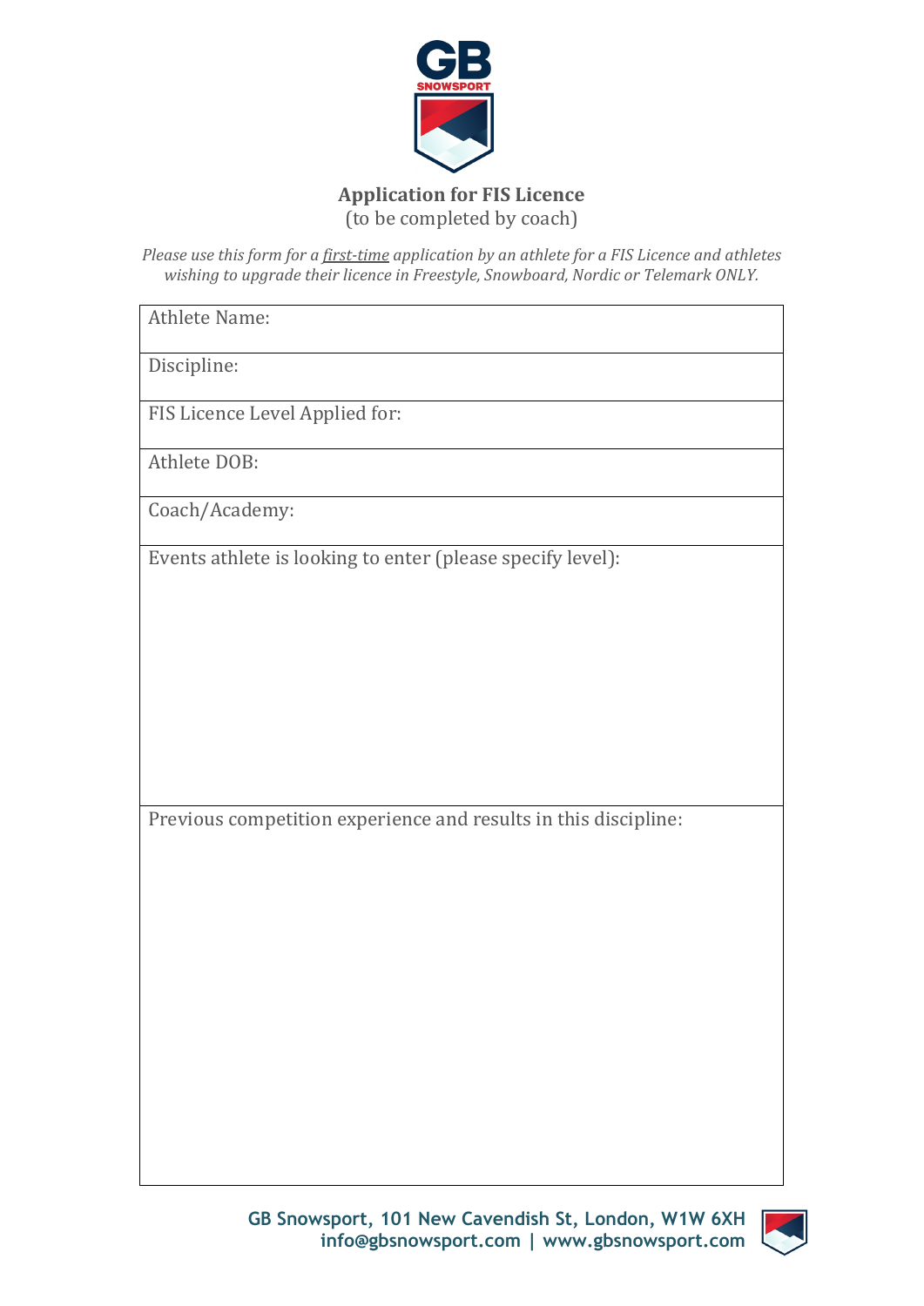GB SNOWSPORT

## Application for FIS Licence

(to be completed by coach)

*Please use this form for a first-time application by an athlete for a FIS Licence and athletes wishing to upgrade their licence in Freestyle, Snowboard, Nordic or Telemark ONLY.*

| Athlete Name: |
|---|
| Discipline: |
| FIS Licence Level Applied for: |
| Athlete DOB: |
| Coach/Academy: |
| Events athlete is looking to enter (please specify level): |
| Previous competition experience and results in this discipline: |

GB Snowsport, 101 New Cavendish St, London, W1W 6XH
info@gbsnowsport.com | www.gbsnowsport.com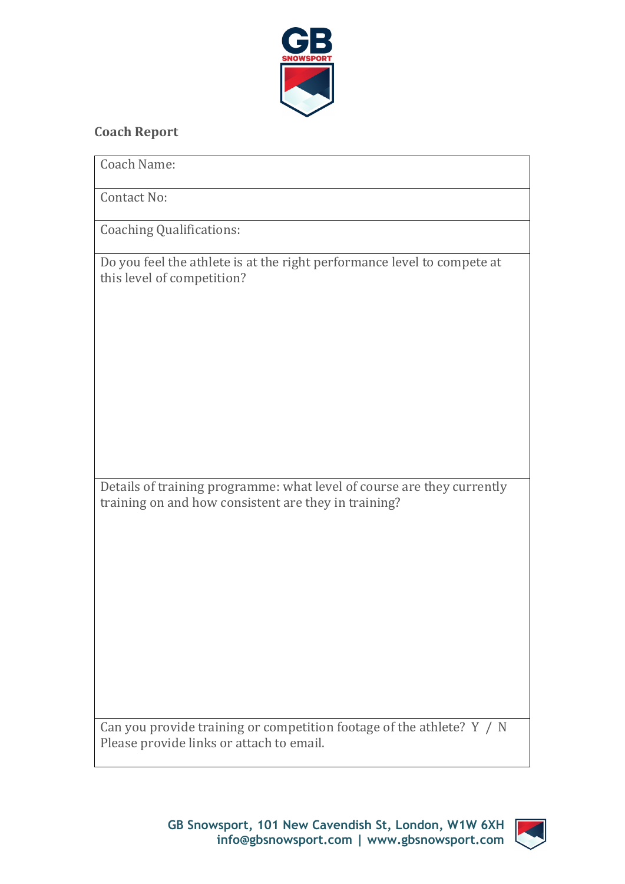**Coach Report**

| Coach Name: |
|---|
| Contact No: |
| Coaching Qualifications: |
| Do you feel the athlete is at the right performance level to compete at this level of competition? |
| Details of training programme: what level of course are they currently training on and how consistent are they in training? |
| Can you provide training or competition footage of the athlete? Y / N<br>Please provide links or attach to email. |

GB Snowsport, 101 New Cavendish St, London, W1W 6XH
info@gbsnowsport.com | www.gbsnowsport.com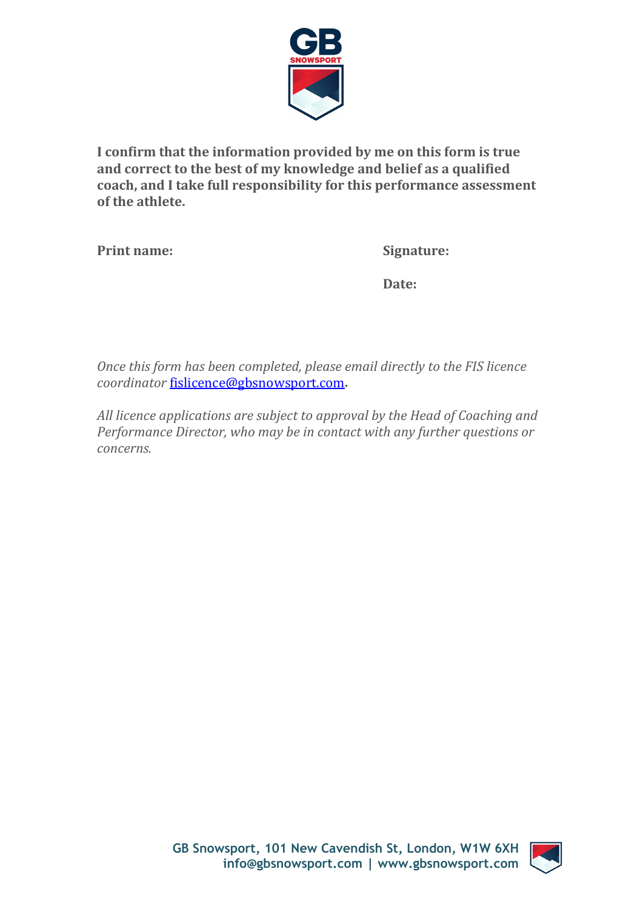**I confirm that the information provided by me on this form is true and correct to the best of my knowledge and belief as a qualified coach, and I take full responsibility for this performance assessment of the athlete.**

**Print name:**

**Signature:**

**Date:**

*Once this form has been completed, please email directly to the FIS licence coordinator* fislicence@gbsnowsport.com.

*All licence applications are subject to approval by the Head of Coaching and Performance Director, who may be in contact with any further questions or concerns.*